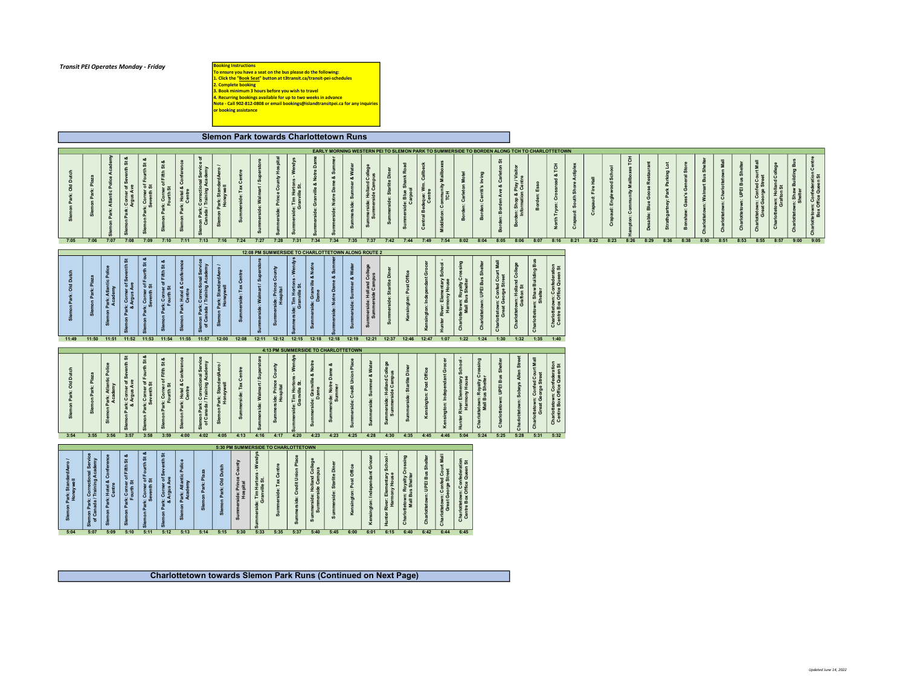*Transit PEI Operates Monday - Friday*

**Booking Instructions**
**To ensure you have a seat on the bus please do the following:**
**1. Click the "Book Seat" button at t3transit.ca/transit-pei-schedules**
**2. Complete booking**
**3. Book minimum 3 hours before you wish to travel**
**4. Recurring bookings available for up to two weeks in advance**
**Note - Call 902-812-0808 or email bookings@islandtransitpei.ca for any inquiries or booking assistance**

## Slemon Park towards Charlottetown Runs

### EARLY MORNING WESTERN PEI TO SLEMON PARK TO SUMMERSIDE TO BORDEN ALONG TCH TO CHARLOTTETOWN

| Slemon Park: Old Dutch | Slemon Park: Plaza | Slemon Park: Atlantic Police Academy | Slemon Park: Corner of Seventh St & Argus Ave | Slemon Park: Corner of Fourth St & Seventh St | Slemon Park: Corner of Fifth St & Fourth St | Slemon Park: Hotel & Conference Centre | Slemon Park: Correctional Service of Canada / Training Academy | Slemon Park: StandardAero / Honeywell | Summerside: Tax Centre | Summerside: Walmart / Superstore | Summerside: Prince County Hospital | Summerside: Tim Hortons - Wendys Granville St. | Summerside: Granville & Notre Dame | Summerside: Notre Dame & Summer | Summerside: Summer & Water | Summerside: Holland College Summerside Campus | Summerside: Starlite Diner | Summerside: Blue Shank Road Carpool | Central Bedeque: Wm. Callbeck Centre | Middleton: Community Mailboxes TCH | Borden: Carleton Motel | Borden: Cerrit's Irving | Borden: Borden Ave & Carleton St | Borden: Shop & Play / Visitor Information Centre | Borden: Esso | North Tryon: Crossroad & TCH | Crapaud: South Shore Actiplex | Crapaud: Fire Hall | Crapaud: Englewood School | Hampton: Community Mailboxes TCH | Desable: Blue Goose Restaurant | Strathgartney: Park Parking Lot | Bonshaw: Gass's General Store | Charlottetown: Walmart Bus Shelter | Charlottetown: Charlottetown Mall | Charlottetown: UPEI Bus Shelter | Charlottetown: Confed Court Mall Great George Street | Charlottetown: Holland College Grafton St | Charlottetown: Shaw Building Bus Shelter | Charlottetown: Confederation Centre Box Office Queen St |
|---|---|---|---|---|---|---|---|---|---|---|---|---|---|---|---|---|---|---|---|---|---|---|---|---|---|---|---|---|---|---|---|---|---|---|---|---|---|---|---|---|
| 7:05 | 7:06 | 7:07 | 7:08 | 7:09 | 7:10 | 7:11 | 7:13 | 7:16 | 7:24 | 7:27 | 7:28 | 7:31 | 7:34 | 7:34 | 7:35 | 7:37 | 7:42 | 7:44 | 7:49 | 7:54 | 8:02 | 8:04 | 8:05 | 8:06 | 8:07 | 8:16 | 8:21 | 8:22 | 8:23 | 8:26 | 8:29 | 8:36 | 8:38 | 8:50 | 8:51 | 8:53 | 8:55 | 8:57 | 9:00 | 9:05 |

### 12:08 PM SUMMERSIDE TO CHARLOTTETOWN ALONG ROUTE 2

| Slemon Park: Old Dutch | Slemon Park: Plaza | Slemon Park: Atlantic Police Academy | Slemon Park: Corner of Seventh St & Argus Ave | Slemon Park: Corner of Fourth St & Seventh St | Slemon Park: Corner of Fifth St & Fourth St | Slemon Park: Hotel & Conference Centre | Slemon Park: Correctional Service of Canada / Training Academy | Slemon Park: StandardAero / Honeywell | Summerside: Tax Centre | Summerside: Walmart / Superstore | Summerside: Prince County Hospital | Summerside: Tim Hortons - Wendys Granville St. | Summerside: Granville & Notre Dame | Summerside: Notre Dame & Summer | Summerside: Summer & Water | Summerside: Holland College Summerside Campus | Summerside: Starlite Diner | Kensington: Post Office | Kensington: Independant Grocer | Hunter River: Elementary School - Harmony House | Charlottetown: Royalty Crossing Mall Bus Shelter | Charlottetown: UPEI Bus Shelter | Charlottetown: Confed Court Mall Great George Street | Charlottetown: Holland College Grafton St | Charlottetown: Shaw Building Bus Shelter | Charlottetown: Confederation Centre Box Office Queen St |
|---|---|---|---|---|---|---|---|---|---|---|---|---|---|---|---|---|---|---|---|---|---|---|---|---|---|---|
| 11:49 | 11:50 | 11:51 | 11:52 | 11:53 | 11:54 | 11:55 | 11:57 | 12:00 | 12:08 | 12:11 | 12:12 | 12:15 | 12:18 | 12:18 | 12:19 | 12:21 | 12:37 | 12:46 | 12:47 | 1:07 | 1:22 | 1:24 | 1:30 | 1:32 | 1:35 | 1:40 |

### 4:13 PM SUMMERSIDE TO CHARLOTTETOWN

| Slemon Park: Old Dutch | Slemon Park: Plaza | Slemon Park: Atlantic Police Academy | Slemon Park: Corner of Seventh St & Argus Ave | Slemon Park: Corner of Fourth St & Seventh St | Slemon Park: Corner of Fifth St & Fourth St | Slemon Park: Hotel & Conference Centre | Slemon Park: Correctional Service of Canada / Training Academy | Slemon Park: StandardAero / Honeywell | Summerside: Tax Centre | Summerside: Walmart / Superstore | Summerside: Prince County Hospital | Summerside: Tim Hortons - Wendys Granville St. | Summerside: Granville & Notre Dame | Summerside: Notre Dame & Summer | Summerside: Credit Union Place | Summerside: Summer & Water | Summerside: Holland College Summerside Campus | Summerside: Starlite Diner | Kensington: Post Office | Kensington: Independant Grocer | Hunter River: Elementary School - Harmony House | Charlottetown: Royalty Crossing Mall Bus Shelter | Charlottetown: UPEI Bus Shelter | Charlottetown: Sobeys Allen Street | Charlottetown: Confed Court Mall Great George Street | Charlottetown: Confederation Centre Box Office Queen St |
|---|---|---|---|---|---|---|---|---|---|---|---|---|---|---|---|---|---|---|---|---|---|---|---|---|---|---|
| 3:54 | 3:55 | 3:56 | 3:57 | 3:58 | 3:59 | 4:00 | 4:02 | 4:05 | 4:13 | 4:16 | 4:17 | 4:20 | 4:23 | 4:23 | 4:25 | 4:28 | 4:30 | 4:35 | 4:45 | 4:46 | 5:04 | 5:24 | 5:25 | 5:28 | 5:31 | 5:32 |

### 5:30 PM SUMMERSIDE TO CHARLOTTETOWN

| Slemon Park: StandardAero / Honeywell | Slemon Park: Correctional Service of Canada / Training Academy | Slemon Park: Hotel & Conference Centre | Slemon Park: Corner of Fifth St & Fourth St | Slemon Park: Corner of Fourth St & Seventh St | Slemon Park: Corner of Seventh St & Argus Ave | Slemon Park: Atlantic Police Academy | Slemon Park: Plaza | Slemon Park: Old Dutch | Summerside: Prince County Hospital | Summerside: Tim Hortons - Wendys Granville St. | Summerside: Tax Centre | Summerside: Credit Union Place | Summerside: Holland College Summerside Campus | Summerside: Starlite Diner | Kensington: Post Office | Kensington: Independant Grocer | Hunter River: Elementary School - Harmony House | Charlottetown: Royalty Crossing Mall Bus Shelter | Charlottetown: UPEI Bus Shelter | Charlottetown: Confed Court Mall Great George Street | Charlottetown: Confederation Centre Box Office Queen St |
|---|---|---|---|---|---|---|---|---|---|---|---|---|---|---|---|---|---|---|---|---|---|
| 5:04 | 5:07 | 5:09 | 5:10 | 5:11 | 5:12 | 5:13 | 5:14 | 5:15 | 5:30 | 5:33 | 5:35 | 5:37 | 5:40 | 5:45 | 6:00 | 6:01 | 6:15 | 6:40 | 6:42 | 6:44 | 6:45 |

## Charlottetown towards Slemon Park Runs (Continued on Next Page)

*Updated June 14, 2022*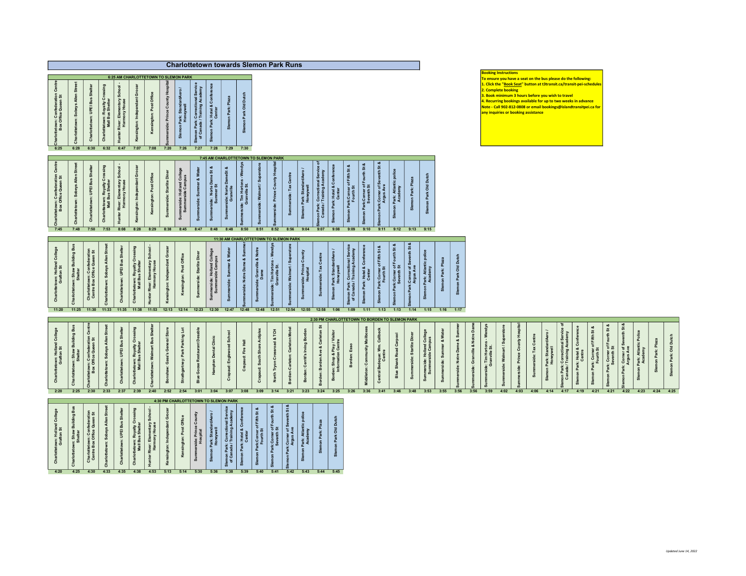# Charlottetown towards Slemon Park Runs

### 6:25 AM CHARLOTTETOWN TO SLEMON PARK

| Charlottetown: Confederation Centre Box Office Queen St | Charlottetown: Sobeys Allen Street | Charlottetown: UPEI Bus Shelter | Charlottetown: Royalty Crossing Mall Bus Shelter | Hunter River: Elementary School - Harmony House | Kensington: Independant Grocer | Kensington: Post Office | Summerside: Prince County Hospital | Slemon Park: StandardAero / Honeywell | Slemon Park: Correctional Service of Canada / Training Academy | Slemon Park: Hotel & Conference Center | Slemon Park: Plaza | Slemon Park Old Dutch |
|---|---|---|---|---|---|---|---|---|---|---|---|---|
| 6:25 | 6:28 | 6:30 | 6:32 | 6:47 | 7:07 | 7:08 | 7:20 | 7:26 | 7:27 | 7:28 | 7:29 | 7:30 |

### 7:45 AM CHARLOTTETOWN TO SLEMON PARK

| Charlottetown: Confederation Centre Box Office Queen St | Charlottetown: Sobeys Allen Street | Charlottetown: UPEI Bus Shelter | Charlottetown: Royalty Crossing Mall Bus Shelter | Hunter River: Elementary School - Harmony House | Kensington: Independant Grocer | Kensington: Post Office | Summerside: Starlite Diner | Summerside: Holland College Summerside Campus | Summerside: Summer & Water | Summerside: Notre Dame St & Summer St | Summerside: Notre DameSt & Granville | Summerside: Tim Hortons - Wendys Granville St. | Summerside: Walmart / Superstore | Summerside: Prince County Hospital | Summerside: Tax Centre | Slemon Park: StandardAero / Honeywell | Slemon Park: Correctional Service of Canada / Training Academy | Slemon Park: Hotel & Conference Center | Slemon Park:Corner of Fifth St & Fourth St | Slemon Park:Corner of Fourth St & Seventh St | Slemon Park:Corner of Seventh St & Argus Ave | Slemon Park: Atlantic police Academy | Slemon Park: Plaza | Slemon Park Old Dutch |
|---|---|---|---|---|---|---|---|---|---|---|---|---|---|---|---|---|---|---|---|---|---|---|---|---|
| 7:45 | 7:48 | 7:50 | 7:53 | 8:08 | 8:28 | 8:29 | 8:38 | 8:45 | 8:47 | 8:48 | 8:48 | 8:50 | 8:51 | 8:52 | 8:56 | 9:04 | 9:07 | 9:08 | 9:09 | 9:10 | 9:11 | 9:12 | 9:13 | 9:15 |

### 11:30 AM CHARLOTTETOWN TO SLEMON PARK

| Charlottetown: Holland College Grafton St | Charlottetown: Shaw Building Bus Shelter | Charlottetown: Confederation Centre Box Office Queen St | Charlottetown: Sobeys Allen Street | Charlottetown: UPEI Bus Shelter | Charlottetown: Royalty Crossing Mall Bus Shelter | Hunter River: Elementary School - Harmony House | Kensington: Independant Grocer | Kensington: Post Office | Summerside: Starlite Diner | Summerside: Holland College Summerside Campus | Summerside: Summer & Water | Summerside: Notre Dame & Summer | Summerside: Granville & Notre Dame | Summerside: Tim Hortons - Wendys Granville St | Summerside: Walmart / Superstore | Summerside: Prince County Hospital | Summerside: Tax Centre | Slemon Park: StandardAero / Honeywell | Slemon Park: Correctional Service of Canada / Training Academy | Slemon Park: Hotel & Conference Center | Slemon Park: Corner of Fifth St & Fourth St | Slemon Park: Corner of Fourth St & Seventh St | Slemon Park: Corner of Seventh St & Argus Ave | Slemon Park: Atlantic police Academy | Slemon Park: Plaza | Slemon Park Old Dutch |
|---|---|---|---|---|---|---|---|---|---|---|---|---|---|---|---|---|---|---|---|---|---|---|---|---|---|---|
| 11:20 | 11:25 | 11:30 | 11:33 | 11:35 | 11:38 | 11:53 | 12:13 | 12:14 | 12:23 | 12:30 | 12:47 | 12:48 | 12:48 | 12:51 | 12:54 | 12:55 | 12:58 | 1:06 | 1:09 | 1:11 | 1:13 | 1:13 | 1:14 | 1:15 | 1:16 | 1:17 |

### 2:30 PM CHARLOTTETOWN TO BORDEN TO SLEMON PARK

| Charlottetown: Holland College Grafton St | Charlottetown: Shaw Building Bus Shelter | Charlottetown: Confederation Centre Box Office Queen St | Charlottetown: Sobeys Allen Street | Charlottetown: UPEI Bus Shelter | Charlottetown: Royalty Crossing Mall Bus Shelter | Charlottetown: Walmart Bus Shelter | Bonshaw: Gass's General Store | Strathgartney: Park Parking Lot | Blue Goose Restaurant Desable | Hampton Dental Clinic | Crapaud: Englewood School | Crapaud: Fire Hall | Crapaud: South Shore Actiplex | North Tryon Crossroad & TCH | Borden-Carleton: Carleton Motel | Borden: Cerrill's Irving Borden | Borden: Borden Ave & Carleton St | Borden: Shop & Play / Visitor Information Centre | Borden: Esso | Middleton: Community Mailboxes | Central Bedeque: Wm. Callbeck Centre | Blue Shank Road Carpool | Summerside: Starlite Diner | Summerside: Holland College Summerside Campus | Summerside: Summer & Water | Summerside: Notre Dame & Summer | Summerside: Granville & Notre Dame | Summerside: Tim Hortons - Wendys Granville St. | Summerside: Walmart / Superstore | Summerside: Prince County Hospital | Summerside: Tax Centre | Slemon Park: StandardAero / Honeywell | Slemon Park: Correctional Service of Canada / Training Academy | Slemon Park: Hotel & Conference Centre | Slemon Park: Corner of Fifth St & Fourth St | Slemon Park: Corner of Fourth St & Seventh St | Slemon Park: Corner of Seventh St & Argus Ave | Slemon Park: Atlantic Police Academy | Slemon Park: Plaza | Slemon Park: Old Dutch |
|---|---|---|---|---|---|---|---|---|---|---|---|---|---|---|---|---|---|---|---|---|---|---|---|---|---|---|---|---|---|---|---|---|---|---|---|---|---|---|---|---|
| 2:20 | 2:25 | 2:30 | 2:33 | 2:37 | 2:39 | 2:40 | 2:52 | 2:54 | 3:01 | 3:04 | 3:07 | 3:08 | 3:09 | 3:14 | 3:21 | 3:23 | 3:24 | 3:25 | 3:26 | 3:36 | 3:41 | 3:46 | 3:48 | 3:53 | 3:55 | 3:56 | 3:56 | 3:59 | 4:02 | 4:03 | 4:06 | 4:14 | 4:17 | 4:19 | 4:21 | 4:21 | 4:22 | 4:23 | 4:24 | 4:25 |

### 4:30 PM CHARLOTTETOWN TO SLEMON PARK

| Charlottetown: Holland College Grafton St | Charlottetown: Shaw Building Bus Shelter | Charlottetown: Confederation Centre Box Office Queen St | Charlottetown: Sobeys Allen Street | Charlottetown: UPEI Bus Shelter | Charlottetown: Royalty Crossing Mall Bus Shelter | Hunter River: Elementary School - Harmony House | Kensington: Independant Grocer | Kensington: Post Office | Summerside: Prince County Hospital | Slemon Park: StandardAero / Honeywell | Slemon Park: Correctional Service of Canada / Training Academy | Slemon Park: Hotel & Conference Center | Slemon Park:Corner of Fifth St & Fourth St | Slemon Park:Corner of Fourth St & Seventh St | Slemon Park:Corner of Seventh St & Argus Ave | Slemon Park: Atlantic police Academy | Slemon Park: Plaza | Slemon Park Old Dutch |
|---|---|---|---|---|---|---|---|---|---|---|---|---|---|---|---|---|---|---|
| 4:20 | 4:25 | 4:30 | 4:33 | 4:35 | 4:38 | 4:53 | 5:13 | 5:14 | 5:30 | 5:36 | 5:38 | 5:39 | 5:40 | 5:41 | 5:42 | 5:43 | 5:44 | 5:45 |

**Booking Instructions**

**To ensure you have a seat on the bus please do the following:**

**1. Click the "Book Seat" button at t3transit.ca/transit-pei-schedules**

**2. Complete booking**

**3. Book minimum 3 hours before you wish to travel**

**4. Recurring bookings available for up to two weeks in advance**

**Note - Call 902-812-0808 or email bookings@islandtransitpei.ca for any inquiries or booking assistance**

*Updated June 14, 2022*